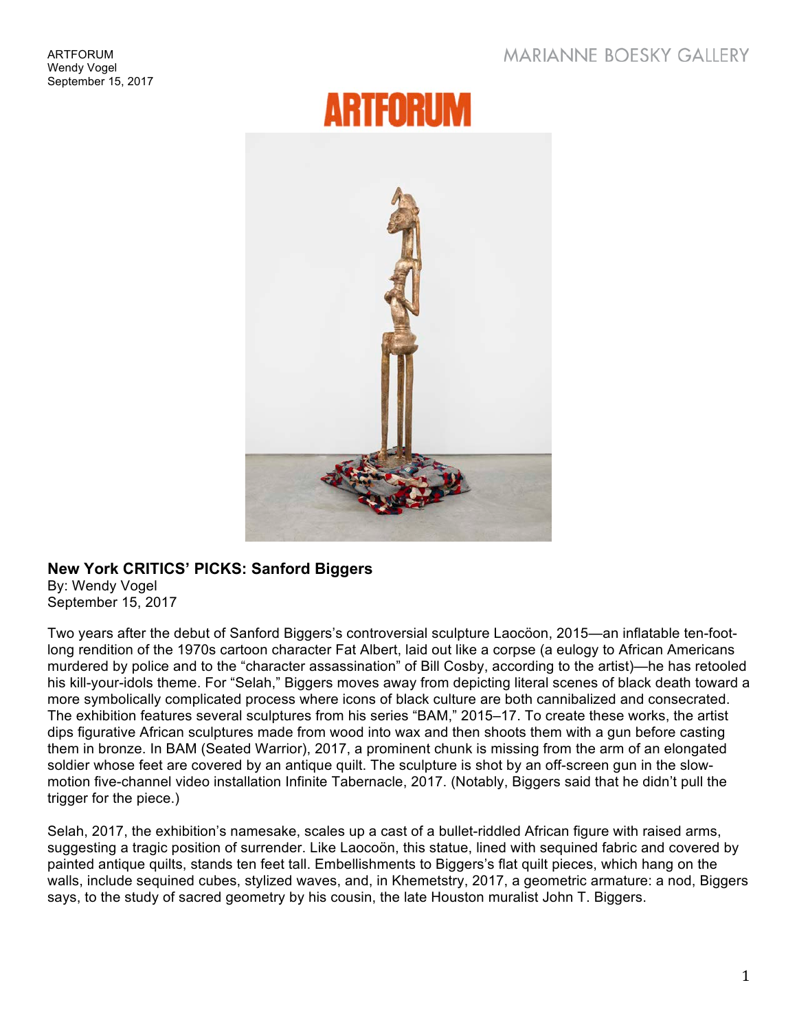ARTFORUM
Wendy Vogel
September 15, 2017

MARIANNE BOESKY GALLERY

# ARTFORUM

## New York CRITICS' PICKS: Sanford Biggers

By: Wendy Vogel
September 15, 2017

Two years after the debut of Sanford Biggers's controversial sculpture Laocöon, 2015—an inflatable ten-foot-long rendition of the 1970s cartoon character Fat Albert, laid out like a corpse (a eulogy to African Americans murdered by police and to the "character assassination" of Bill Cosby, according to the artist)—he has retooled his kill-your-idols theme. For "Selah," Biggers moves away from depicting literal scenes of black death toward a more symbolically complicated process where icons of black culture are both cannibalized and consecrated. The exhibition features several sculptures from his series "BAM," 2015–17. To create these works, the artist dips figurative African sculptures made from wood into wax and then shoots them with a gun before casting them in bronze. In BAM (Seated Warrior), 2017, a prominent chunk is missing from the arm of an elongated soldier whose feet are covered by an antique quilt. The sculpture is shot by an off-screen gun in the slow-motion five-channel video installation Infinite Tabernacle, 2017. (Notably, Biggers said that he didn't pull the trigger for the piece.)

Selah, 2017, the exhibition's namesake, scales up a cast of a bullet-riddled African figure with raised arms, suggesting a tragic position of surrender. Like Laocoön, this statue, lined with sequined fabric and covered by painted antique quilts, stands ten feet tall. Embellishments to Biggers's flat quilt pieces, which hang on the walls, include sequined cubes, stylized waves, and, in Khemetstry, 2017, a geometric armature: a nod, Biggers says, to the study of sacred geometry by his cousin, the late Houston muralist John T. Biggers.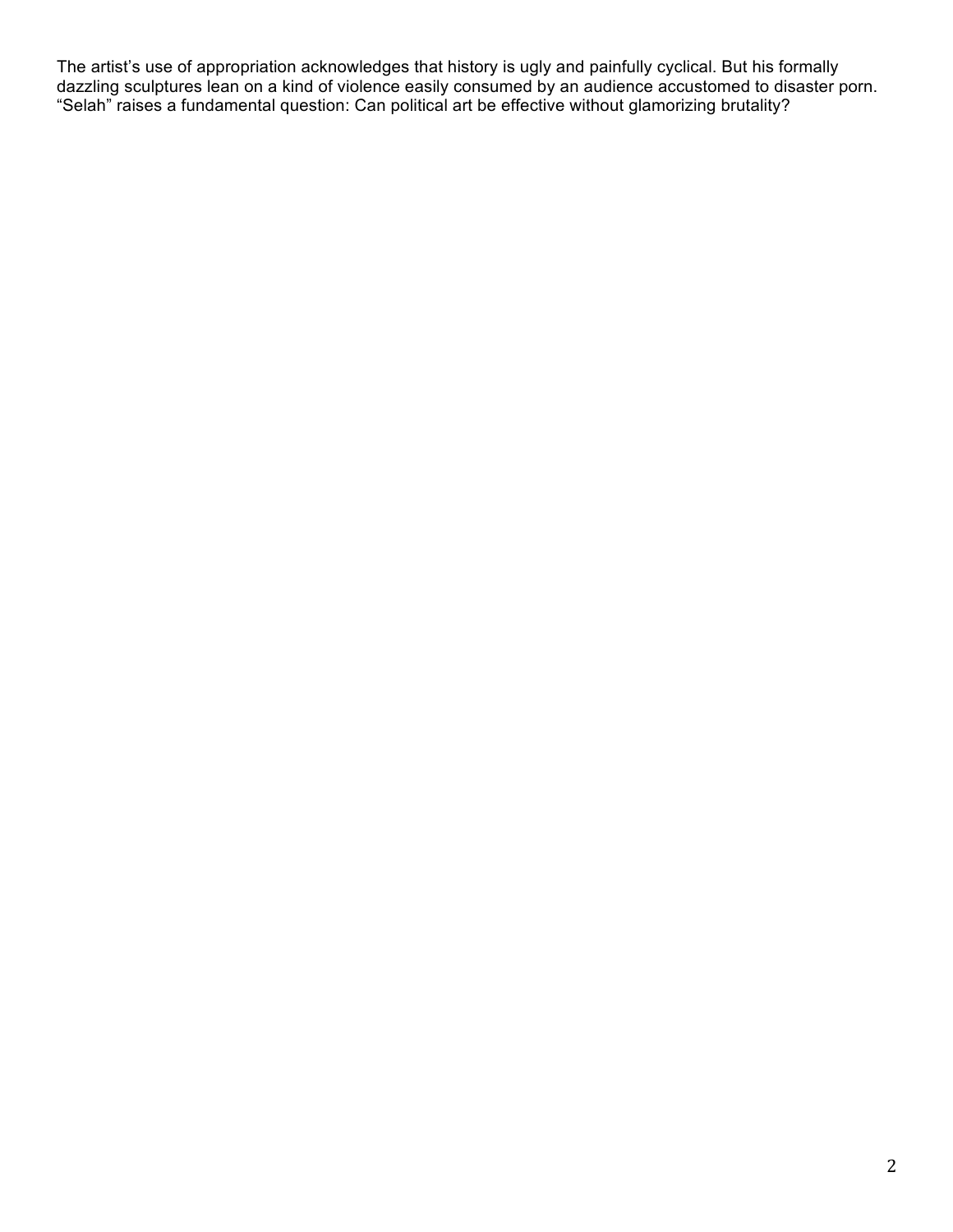The artist's use of appropriation acknowledges that history is ugly and painfully cyclical. But his formally dazzling sculptures lean on a kind of violence easily consumed by an audience accustomed to disaster porn. "Selah" raises a fundamental question: Can political art be effective without glamorizing brutality?